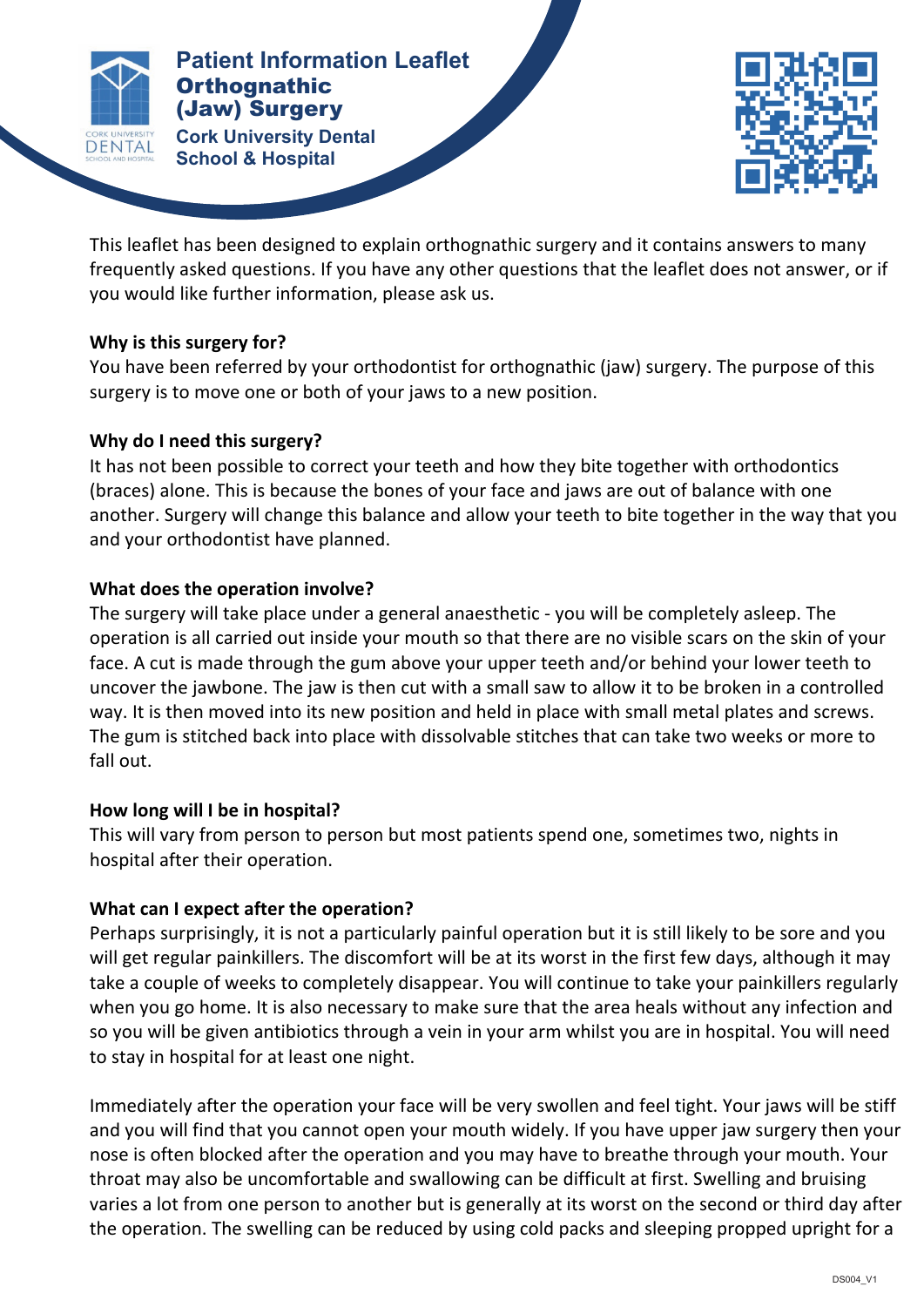# Patient Information Leaflet
## Orthognathic (Jaw) Surgery

Cork University Dental School & Hospital

This leaflet has been designed to explain orthognathic surgery and it contains answers to many frequently asked questions. If you have any other questions that the leaflet does not answer, or if you would like further information, please ask us.

**Why is this surgery for?**
You have been referred by your orthodontist for orthognathic (jaw) surgery. The purpose of this surgery is to move one or both of your jaws to a new position.

**Why do I need this surgery?**
It has not been possible to correct your teeth and how they bite together with orthodontics (braces) alone. This is because the bones of your face and jaws are out of balance with one another. Surgery will change this balance and allow your teeth to bite together in the way that you and your orthodontist have planned.

**What does the operation involve?**
The surgery will take place under a general anaesthetic - you will be completely asleep. The operation is all carried out inside your mouth so that there are no visible scars on the skin of your face. A cut is made through the gum above your upper teeth and/or behind your lower teeth to uncover the jawbone. The jaw is then cut with a small saw to allow it to be broken in a controlled way. It is then moved into its new position and held in place with small metal plates and screws. The gum is stitched back into place with dissolvable stitches that can take two weeks or more to fall out.

**How long will I be in hospital?**
This will vary from person to person but most patients spend one, sometimes two, nights in hospital after their operation.

**What can I expect after the operation?**
Perhaps surprisingly, it is not a particularly painful operation but it is still likely to be sore and you will get regular painkillers. The discomfort will be at its worst in the first few days, although it may take a couple of weeks to completely disappear. You will continue to take your painkillers regularly when you go home. It is also necessary to make sure that the area heals without any infection and so you will be given antibiotics through a vein in your arm whilst you are in hospital. You will need to stay in hospital for at least one night.

Immediately after the operation your face will be very swollen and feel tight. Your jaws will be stiff and you will find that you cannot open your mouth widely. If you have upper jaw surgery then your nose is often blocked after the operation and you may have to breathe through your mouth. Your throat may also be uncomfortable and swallowing can be difficult at first. Swelling and bruising varies a lot from one person to another but is generally at its worst on the second or third day after the operation. The swelling can be reduced by using cold packs and sleeping propped upright for a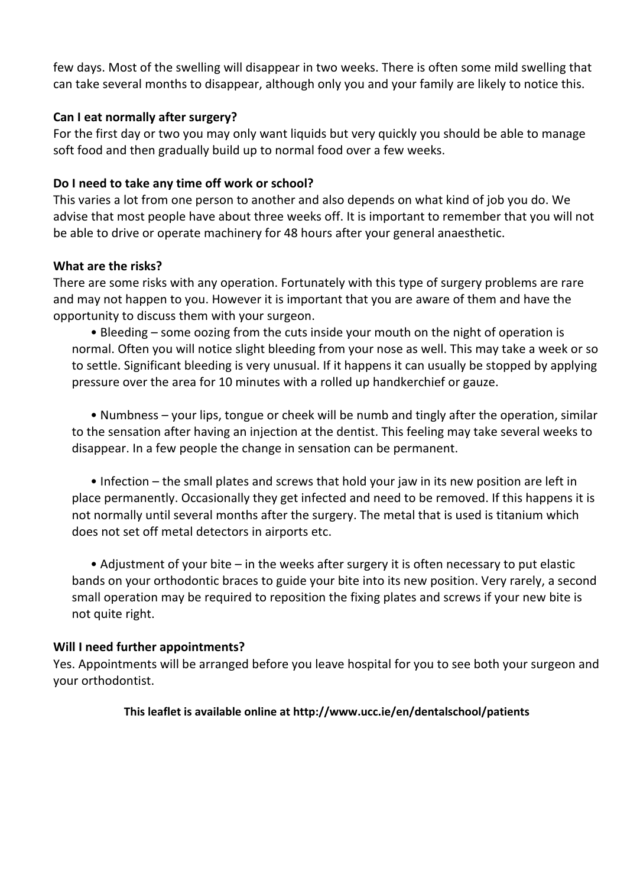few days. Most of the swelling will disappear in two weeks. There is often some mild swelling that can take several months to disappear, although only you and your family are likely to notice this.

**Can I eat normally after surgery?**

For the first day or two you may only want liquids but very quickly you should be able to manage soft food and then gradually build up to normal food over a few weeks.

**Do I need to take any time off work or school?**

This varies a lot from one person to another and also depends on what kind of job you do. We advise that most people have about three weeks off. It is important to remember that you will not be able to drive or operate machinery for 48 hours after your general anaesthetic.

**What are the risks?**

There are some risks with any operation. Fortunately with this type of surgery problems are rare and may not happen to you. However it is important that you are aware of them and have the opportunity to discuss them with your surgeon.

- Bleeding – some oozing from the cuts inside your mouth on the night of operation is normal. Often you will notice slight bleeding from your nose as well. This may take a week or so to settle. Significant bleeding is very unusual. If it happens it can usually be stopped by applying pressure over the area for 10 minutes with a rolled up handkerchief or gauze.

- Numbness – your lips, tongue or cheek will be numb and tingly after the operation, similar to the sensation after having an injection at the dentist. This feeling may take several weeks to disappear. In a few people the change in sensation can be permanent.

- Infection – the small plates and screws that hold your jaw in its new position are left in place permanently. Occasionally they get infected and need to be removed. If this happens it is not normally until several months after the surgery. The metal that is used is titanium which does not set off metal detectors in airports etc.

- Adjustment of your bite – in the weeks after surgery it is often necessary to put elastic bands on your orthodontic braces to guide your bite into its new position. Very rarely, a second small operation may be required to reposition the fixing plates and screws if your new bite is not quite right.

**Will I need further appointments?**

Yes. Appointments will be arranged before you leave hospital for you to see both your surgeon and your orthodontist.

**This leaflet is available online at http://www.ucc.ie/en/dentalschool/patients**